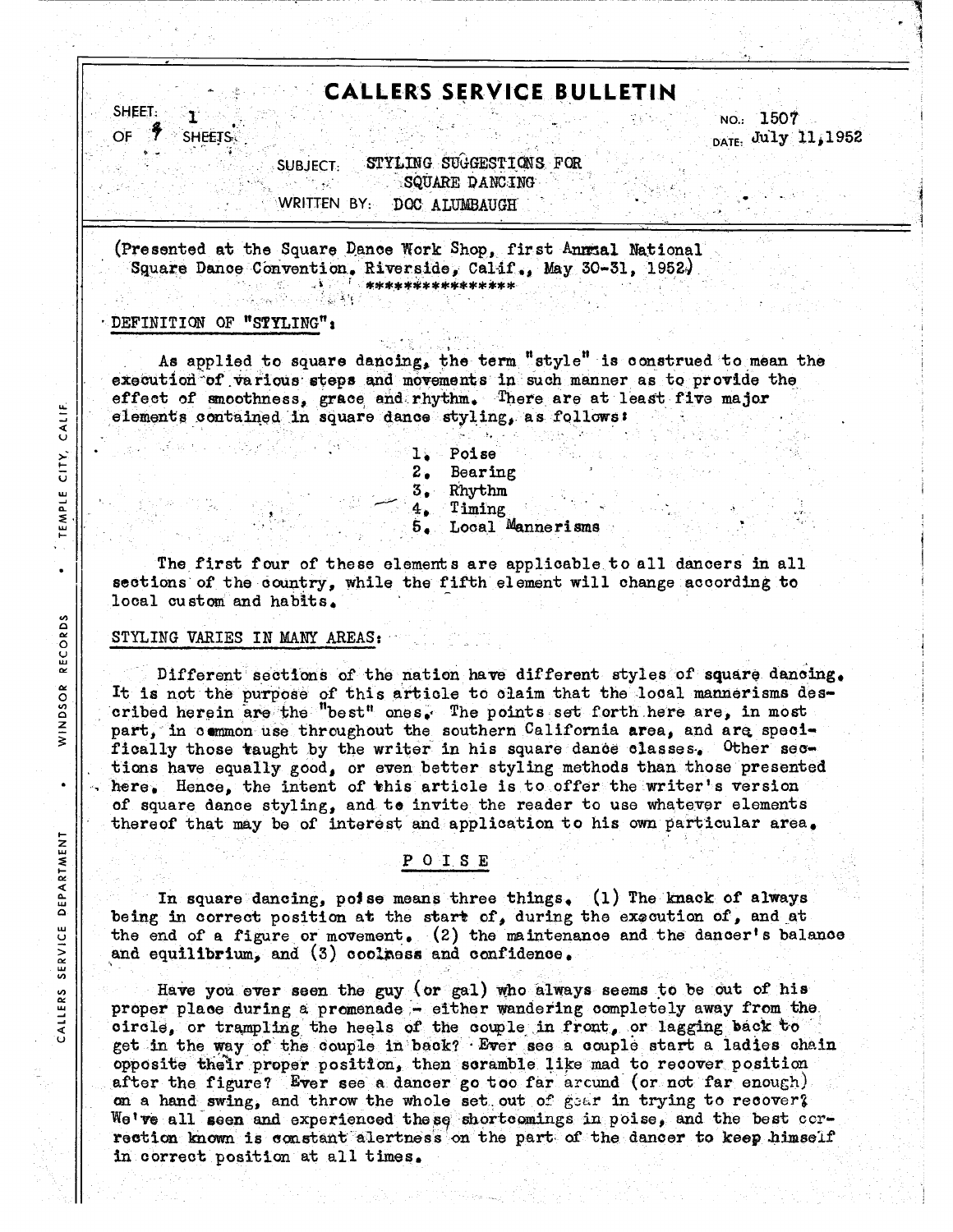# CALLERS SERVICE BULLETIN

SHEET: 1 OF 7 SHEETS

NO.: 1507
DATE: July 11, 1952

SUBJECT: STYLING SUGGESTIONS FOR SQUARE DANCING

WRITTEN BY: DOC ALUMBAUGH

(Presented at the Square Dance Work Shop, first Annual National Square Dance Convention, Riverside, Calif., May 30-31, 1952.)

\*\*\*\*\*\*\*\*\*\*\*\*\*\*\*\*

DEFINITION OF "STYLING":

As applied to square dancing, the term "style" is construed to mean the execution of various steps and movements in such manner as to provide the effect of smoothness, grace and rhythm. There are at least five major elements contained in square dance styling, as follows:

1. Poise
2. Bearing
3. Rhythm
4. Timing
5. Local Mannerisms

The first four of these elements are applicable to all dancers in all sections of the country, while the fifth element will change according to local custom and habits.

STYLING VARIES IN MANY AREAS:

Different sections of the nation have different styles of square dancing. It is not the purpose of this article to claim that the local mannerisms described herein are the "best" ones. The points set forth here are, in most part, in common use throughout the southern California area, and are specifically those taught by the writer in his square dance classes. Other sections have equally good, or even better styling methods than those presented here. Hence, the intent of this article is to offer the writer's version of square dance styling, and to invite the reader to use whatever elements thereof that may be of interest and application to his own particular area.

## P O I S E

In square dancing, poise means three things. (1) The knack of always being in correct position at the start of, during the execution of, and at the end of a figure or movement. (2) the maintenance and the dancer's balance and equilibrium, and (3) coolness and confidence.

Have you ever seen the guy (or gal) who always seems to be out of his proper place during a promenade - either wandering completely away from the circle, or trampling the heels of the couple in front, or lagging back to get in the way of the couple in back? Ever see a couple start a ladies chain opposite their proper position, then scramble like mad to recover position after the figure? Ever see a dancer go too far around (or not far enough) on a hand swing, and throw the whole set out of gear in trying to recover? We've all seen and experienced these shortcomings in poise, and the best correction known is constant alertness on the part of the dancer to keep himself in correct position at all times.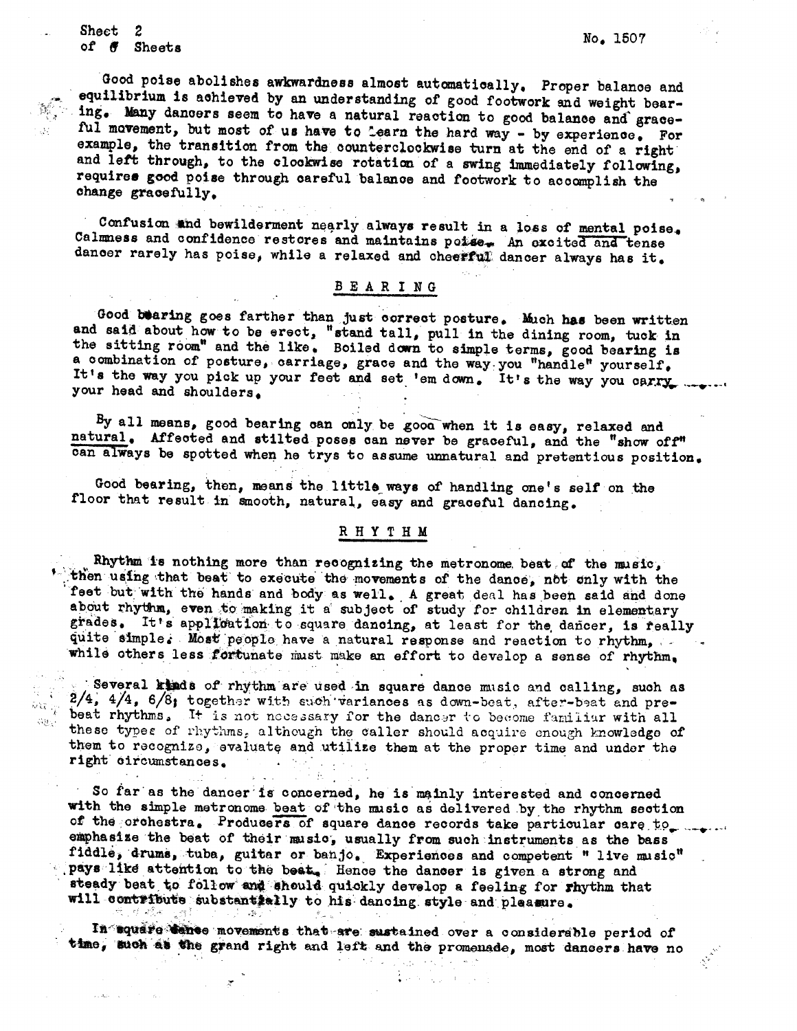Good poise abolishes awkwardness almost automatically. Proper balance and equilibrium is achieved by an understanding of good footwork and weight bearing. Many dancers seem to have a natural reaction to good balance and graceful movement, but most of us have to learn the hard way - by experience. For example, the transition from the counterclockwise turn at the end of a right and left through, to the clockwise rotation of a swing immediately following, requires good poise through careful balance and footwork to accomplish the change gracefully.

Confusion and bewilderment nearly always result in a loss of mental poise. Calmness and confidence restores and maintains poise. An excited and tense dancer rarely has poise, while a relaxed and cheerful dancer always has it.

## BEARING

Good bearing goes farther than just correct posture. Much has been written and said about how to be erect, "stand tall, pull in the dining room, tuck in the sitting room" and the like. Boiled down to simple terms, good bearing is a combination of posture, carriage, grace and the way you "handle" yourself. It's the way you pick up your feet and set 'em down. It's the way you carry your head and shoulders.

By all means, good bearing can only be good when it is easy, relaxed and natural. Affected and stilted poses can never be graceful, and the "show off" can always be spotted when he trys to assume unnatural and pretentious position.

Good bearing, then, means the little ways of handling one's self on the floor that result in smooth, natural, easy and graceful dancing.

## RHYTHM

Rhythm is nothing more than recognizing the metronome beat of the music, then using that beat to execute the movements of the dance, not only with the feet but with the hands and body as well. A great deal has been said and done about rhythm, even to making it a subject of study for children in elementary grades. It's application to square dancing, at least for the dancer, is really quite simple. Most people have a natural response and reaction to rhythm, while others less fortunate must make an effort to develop a sense of rhythm.

Several kinds of rhythm are used in square dance music and calling, such as 2/4, 4/4, 6/8; together with such variances as down-beat, after-beat and pre-beat rhythms. It is not necessary for the dancer to become familiar with all these types of rhythms, although the caller should acquire enough knowledge of them to recognize, evaluate and utilize them at the proper time and under the right circumstances.

So far as the dancer is concerned, he is mainly interested and concerned with the simple metronome beat of the music as delivered by the rhythm section of the orchestra. Producers of square dance records take particular care to emphasize the beat of their music, usually from such instruments as the bass fiddle, drums, tuba, guitar or banjo. Experiences and competent " live music" pays like attention to the beat. Hence the dancer is given a strong and steady beat to follow and should quickly develop a feeling for rhythm that will contribute substantially to his dancing style and pleasure.

In square dance movements that are sustained over a considerable period of time, such as the grand right and left and the promenade, most dancers have no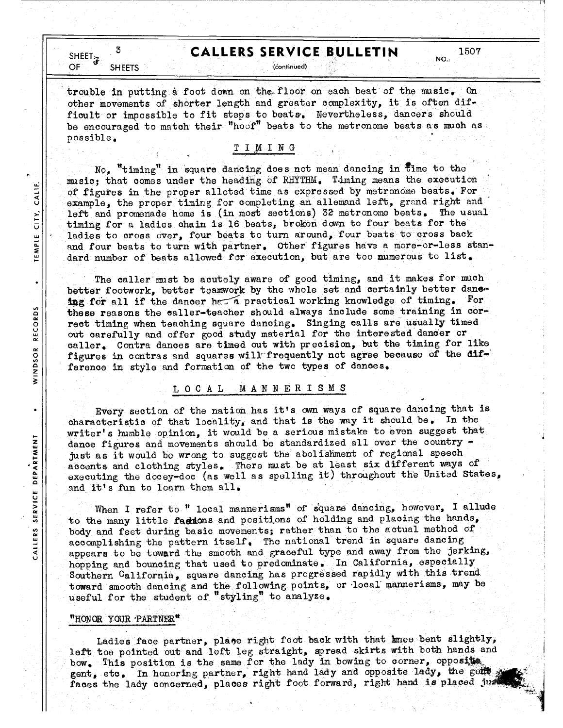trouble in putting a foot down on the floor on each beat of the music. On other movements of shorter length and greater complexity, it is often difficult or impossible to fit steps to beats. Nevertheless, dancers should be encouraged to match their "hoof" beats to the metronome beats as much as possible.

## TIMING

No, "timing" in square dancing does not mean dancing in time to the music; that comes under the heading of RHYTHM. Timing means the execution of figures in the proper alloted time as expressed by metronome beats. For example, the proper timing for completing an allemand left, grand right and left and promenade home is (in most sections) 32 metronome beats. The usual timing for a ladies chain is 16 beats, broken down to four beats for the ladies to cross over, four beats to turn around, four beats to cross back and four beats to turn with partner. Other figures have a more-or-less standard number of beats allowed for execution, but are too numerous to list.

The caller must be acutely aware of good timing, and it makes for much better footwork, better teamwork by the whole set and certainly better dancing for all if the dancer has a practical working knowledge of timing. For these reasons the caller-teacher should always include some training in correct timing when teaching square dancing. Singing calls are usually timed out carefully and offer good study material for the interested dancer or caller. Contra dances are timed out with precision, but the timing for like figures in contras and squares will frequently not agree because of the difference in style and formation of the two types of dances.

## LOCAL MANNERISMS

Every section of the nation has it's own ways of square dancing that is characteristic of that locality, and that is the way it should be. In the writer's humble opinion, it would be a serious mistake to even suggest that dance figures and movements should be standardized all over the country - just as it would be wrong to suggest the abolishment of regional speech accents and clothing styles. There must be at least six different ways of executing the docey-doe (as well as spelling it) throughout the United States, and it's fun to learn them all.

When I refer to "local mannerisms" of square dancing, however, I allude to the many little fashions and positions of holding and placing the hands, body and feet during basic movements; rather than to the actual method of accomplishing the pattern itself. The national trend in square dancing appears to be toward the smooth and graceful type and away from the jerking, hopping and bouncing that used to predominate. In California, especially Southern California, square dancing has progressed rapidly with this trend toward smooth dancing and the following points, or local mannerisms, may be useful for the student of "styling" to analyze.

### "HONOR YOUR PARTNER"

Ladies face partner, place right foot back with that knee bent slightly, left toe pointed out and left leg straight, spread skirts with both hands and bow. This position is the same for the lady in bowing to corner, opposite gent, etc. In honoring partner, right hand lady and opposite lady, the gent faces the lady concerned, places right foot forward, right hand is placed ju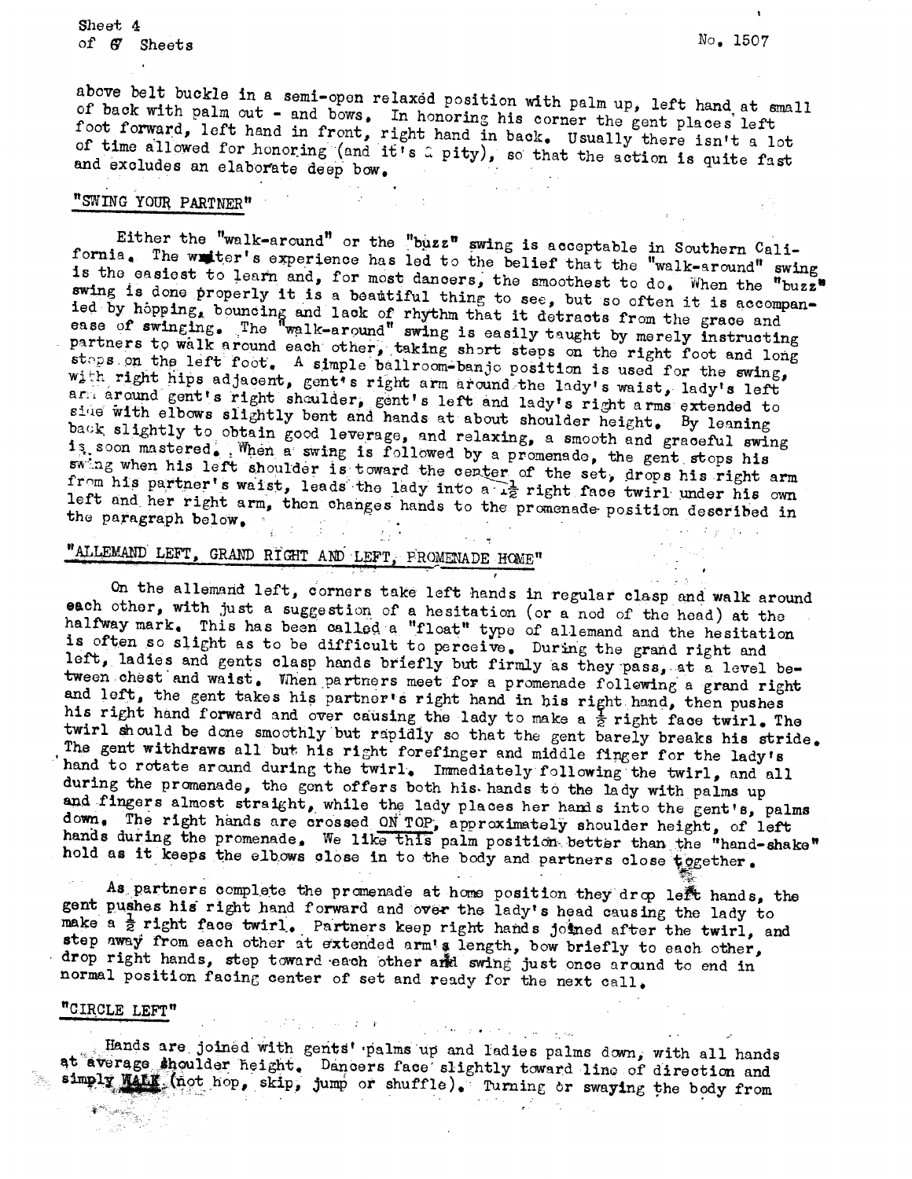above belt buckle in a semi-open relaxed position with palm up, left hand at small of back with palm out - and bows. In honoring his corner the gent places left foot forward, left hand in front, right hand in back. Usually there isn't a lot of time allowed for honoring (and it's a pity), so that the action is quite fast and excludes an elaborate deep bow.

"SWING YOUR PARTNER"

Either the "walk-around" or the "buzz" swing is acceptable in Southern California. The writer's experience has led to the belief that the "walk-around" swing is the easiest to learn and, for most dancers, the smoothest to do. When the "buzz" swing is done properly it is a beautiful thing to see, but so often it is accompanied by hopping, bouncing and lack of rhythm that it detracts from the grace and ease of swinging. The "walk-around" swing is easily taught by merely instructing partners to walk around each other, taking short steps on the right foot and long steps on the left foot. A simple ballroom-banjo position is used for the swing, with right hips adjacent, gent's right arm around the lady's waist, lady's left arm around gent's right shoulder, gent's left and lady's right arms extended to side with elbows slightly bent and hands at about shoulder height. By leaning back slightly to obtain good leverage, and relaxing, a smooth and graceful swing is soon mastered. When a swing is followed by a promenade, the gent stops his swing when his left shoulder is toward the center of the set, drops his right arm from his partner's waist, leads the lady into a $1\frac{1}{2}$ right face twirl under his own left and her right arm, then changes hands to the promenade position described in the paragraph below.

"ALLEMAND LEFT, GRAND RIGHT AND LEFT, PROMENADE HOME"

On the allemand left, corners take left hands in regular clasp and walk around each other, with just a suggestion of a hesitation (or a nod of the head) at the halfway mark. This has been called a "float" type of allemand and the hesitation is often so slight as to be difficult to perceive. During the grand right and left, ladies and gents clasp hands briefly but firmly as they pass, at a level between chest and waist. When partners meet for a promenade following a grand right and left, the gent takes his partner's right hand in his right hand, then pushes his right hand forward and over causing the lady to make a $\frac{1}{2}$ right face twirl. The twirl should be done smoothly but rapidly so that the gent barely breaks his stride. The gent withdraws all but his right forefinger and middle finger for the lady's hand to rotate around during the twirl. Immediately following the twirl, and all during the promenade, the gent offers both his hands to the lady with palms up and fingers almost straight, while the lady places her hands into the gent's, palms down. The right hands are crossed ON TOP, approximately shoulder height, of left hands during the promenade. We like this palm position better than the "hand-shake" hold as it keeps the elbows close in to the body and partners close together.

As partners complete the promenade at home position they drop left hands, the gent pushes his right hand forward and over the lady's head causing the lady to make a $\frac{1}{2}$ right face twirl. Partners keep right hands joined after the twirl, and step away from each other at extended arm's length, bow briefly to each other, drop right hands, step toward each other and swing just once around to end in normal position facing center of set and ready for the next call.

"CIRCLE LEFT"

Hands are joined with gents' palms up and ladies palms down, with all hands at average shoulder height. Dancers face slightly toward line of direction and simply WALK (not hop, skip, jump or shuffle). Turning or swaying the body from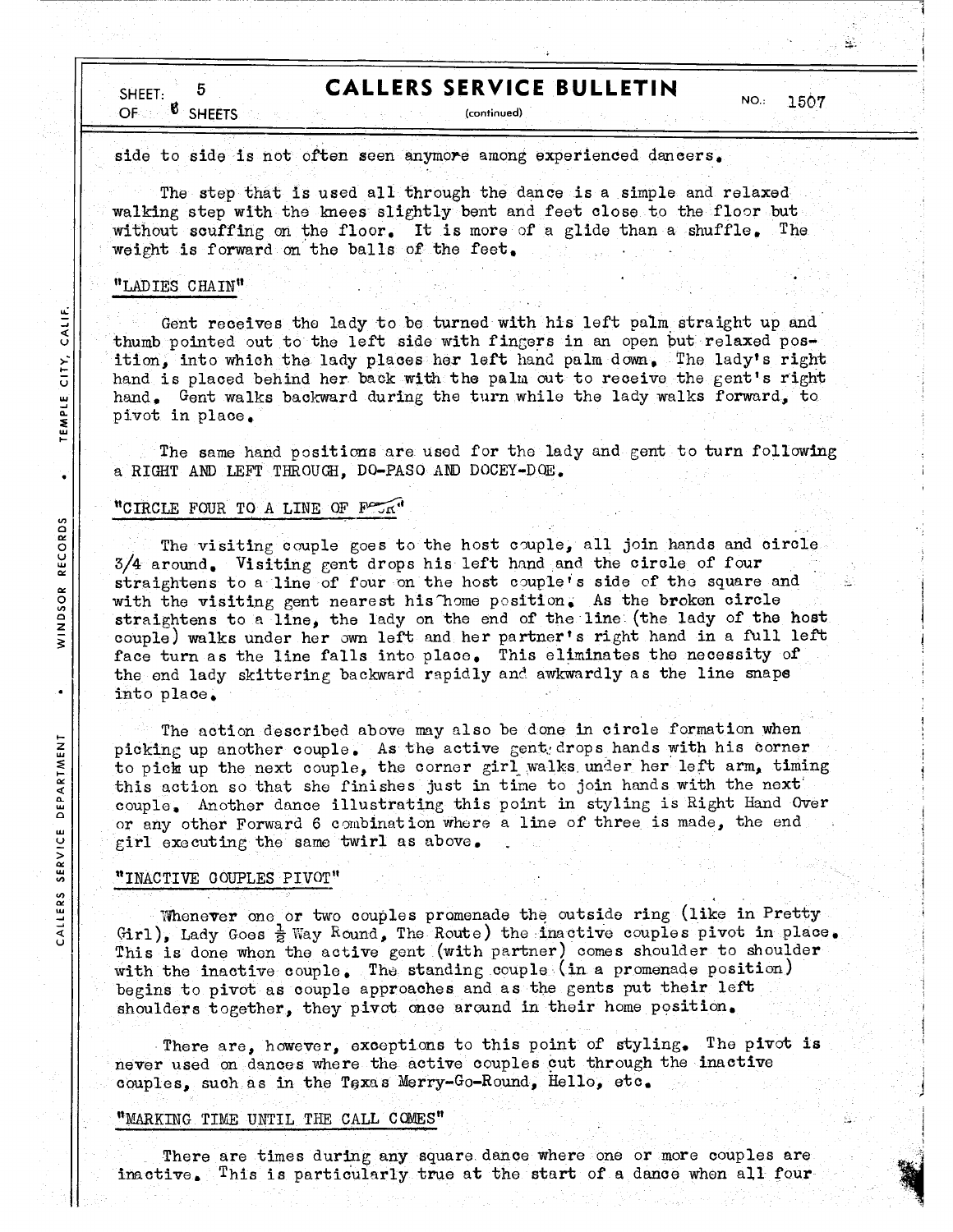side to side is not often seen anymore among experienced dancers.

The step that is used all through the dance is a simple and relaxed walking step with the knees slightly bent and feet close to the floor but without scuffing on the floor. It is more of a glide than a shuffle. The weight is forward on the balls of the feet.

### "LADIES CHAIN"

Gent receives the lady to be turned with his left palm straight up and thumb pointed out to the left side with fingers in an open but relaxed position, into which the lady places her left hand palm down. The lady's right hand is placed behind her back with the palm out to receive the gent's right hand. Gent walks backward during the turn while the lady walks forward, to pivot in place.

The same hand positions are used for the lady and gent to turn following a RIGHT AND LEFT THROUGH, DO-PASO AND DOCEY-DOE.

### "CIRCLE FOUR TO A LINE OF FOUR"

The visiting couple goes to the host couple, all join hands and circle 3/4 around. Visiting gent drops his left hand and the circle of four straightens to a line of four on the host couple's side of the square and with the visiting gent nearest his home position. As the broken circle straightens to a line, the lady on the end of the line (the lady of the host couple) walks under her own left and her partner's right hand in a full left face turn as the line falls into place. This eliminates the necessity of the end lady skittering backward rapidly and awkwardly as the line snaps into place.

The action described above may also be done in circle formation when picking up another couple. As the active gent drops hands with his corner to pick up the next couple, the corner girl walks under her left arm, timing this action so that she finishes just in time to join hands with the next couple. Another dance illustrating this point in styling is Right Hand Over or any other Forward 6 combination where a line of three is made, the end girl executing the same twirl as above.

### "INACTIVE COUPLES PIVOT"

Whenever one or two couples promenade the outside ring (like in Pretty Girl), Lady Goes ½ Way Round, The Route) the inactive couples pivot in place. This is done when the active gent (with partner) comes shoulder to shoulder with the inactive couple. The standing couple (in a promenade position) begins to pivot as couple approaches and as the gents put their left shoulders together, they pivot once around in their home position.

There are, however, exceptions to this point of styling. The pivot is never used on dances where the active couples cut through the inactive couples, such as in the Texas Merry-Go-Round, Hello, etc.

### "MARKING TIME UNTIL THE CALL COMES"

There are times during any square dance where one or more couples are inactive. This is particularly true at the start of a dance when all four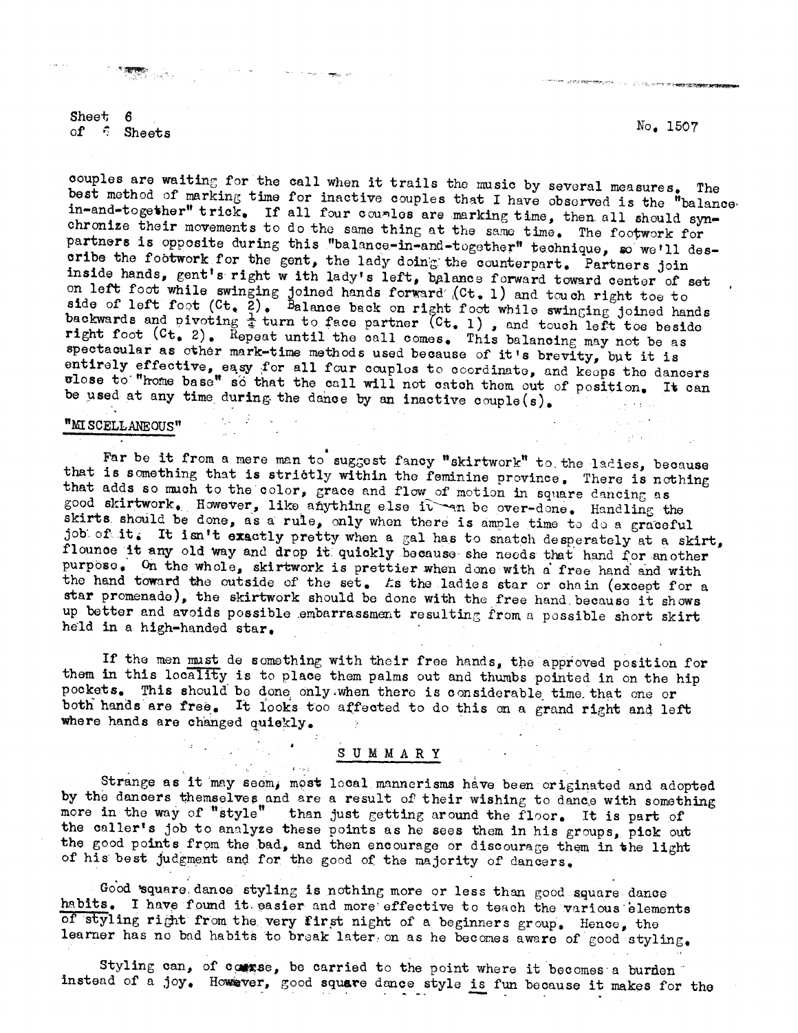couples are waiting for the call when it trails the music by several measures. The best method of marking time for inactive couples that I have observed is the "balance-in-and-together" trick. If all four couples are marking time, then all should synchronize their movements to do the same thing at the same time. The footwork for partners is opposite during this "balance-in-and-together" technique, so we'll describe the footwork for the gent, the lady doing the counterpart. Partners join inside hands, gent's right with lady's left, balance forward toward center of set on left foot while swinging joined hands forward (Ct. 1) and touch right toe to side of left foot (Ct. 2). Balance back on right foot while swinging joined hands backwards and pivoting ¼ turn to face partner (Ct. 1), and touch left toe beside right foot (Ct. 2). Repeat until the call comes. This balancing may not be as spectacular as other mark-time methods used because of it's brevity, but it is entirely effective, easy for all four couples to coordinate, and keeps the dancers close to "home base" so that the call will not catch them out of position. It can be used at any time during the dance by an inactive couple(s).

"MISCELLANEOUS"

Far be it from a mere man to suggest fancy "skirtwork" to the ladies, because that is something that is strictly within the feminine province. There is nothing that adds so much to the color, grace and flow of motion in square dancing as good skirtwork. However, like anything else it can be over-done. Handling the skirts should be done, as a rule, only when there is ample time to do a graceful job of it. It isn't exactly pretty when a gal has to snatch desperately at a skirt, flounce it any old way and drop it quickly because she needs that hand for another purpose. On the whole, skirtwork is prettier when done with a free hand and with the hand toward the outside of the set. As the ladies star or chain (except for a star promenade), the skirtwork should be done with the free hand because it shows up better and avoids possible embarrassment resulting from a possible short skirt held in a high-handed star.

If the men must do something with their free hands, the approved position for them in this locality is to place them palms out and thumbs pointed in on the hip pockets. This should be done only when there is considerable time that one or both hands are free. It looks too affected to do this on a grand right and left where hands are changed quickly.

## SUMMARY

Strange as it may seem, most local mannerisms have been originated and adopted by the dancers themselves and are a result of their wishing to dance with something more in the way of "style" than just getting around the floor. It is part of the caller's job to analyze these points as he sees them in his groups, pick out the good points from the bad, and then encourage or discourage them in the light of his best judgment and for the good of the majority of dancers.

Good square dance styling is nothing more or less than good square dance habits. I have found it easier and more effective to teach the various elements of styling right from the very first night of a beginners group. Hence, the learner has no bad habits to break later on as he becomes aware of good styling.

Styling can, of course, be carried to the point where it becomes a burden instead of a joy. However, good square dance style is fun because it makes for the